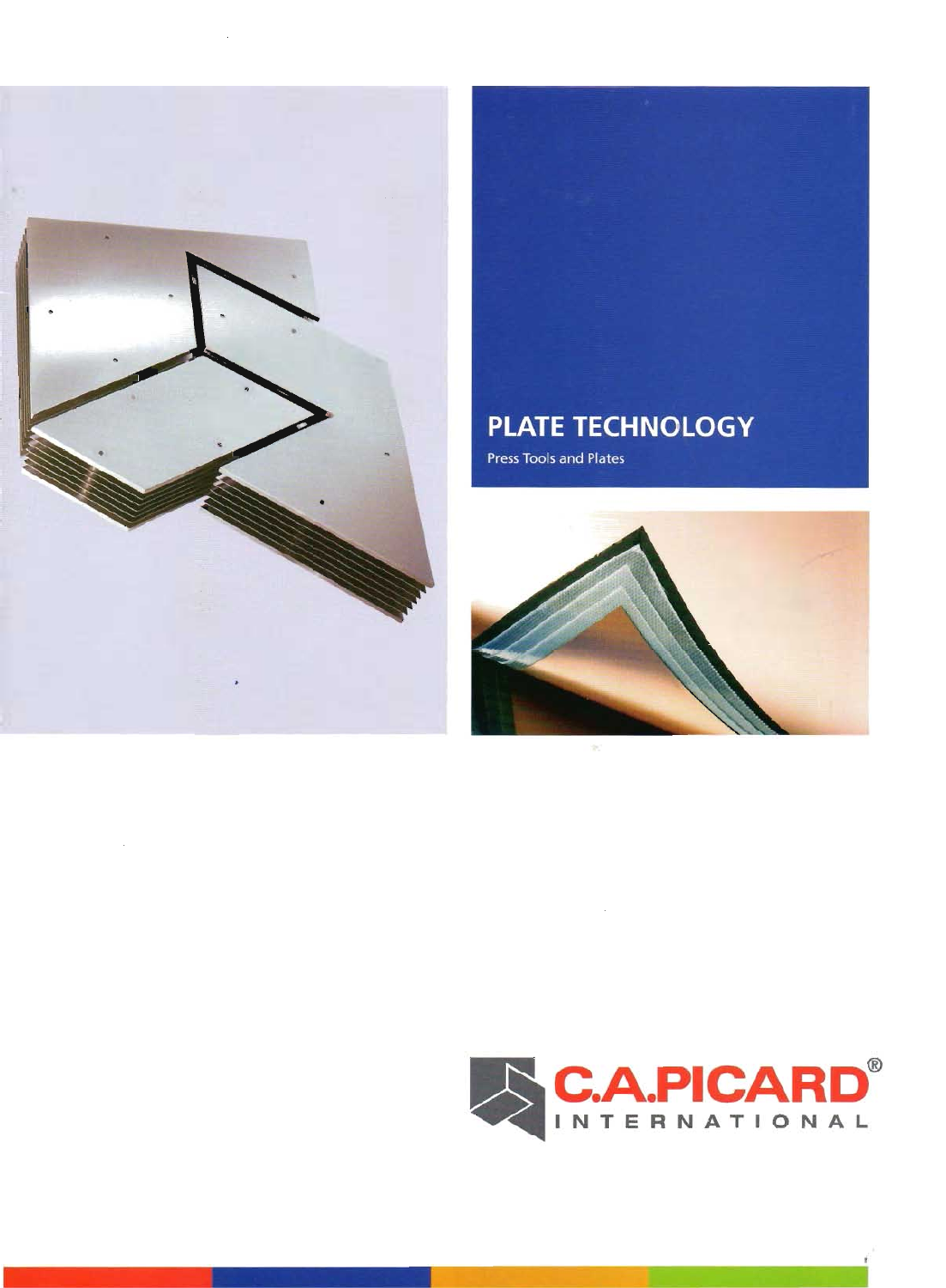# PLATE TECHNOLOGY

Press Tools and Plates

C.A.PICARD®
INTERNATIONAL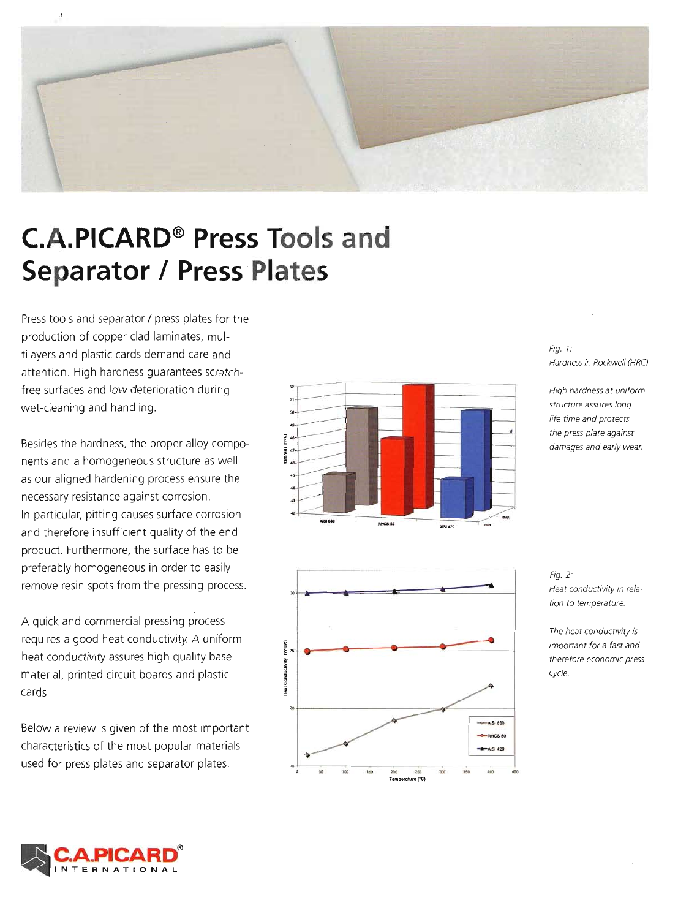# C.A.PICARD® Press Tools and Separator / Press Plates

Press tools and separator / press plates for the production of copper clad laminates, multilayers and plastic cards demand care and attention. High hardness guarantees scratch-free surfaces and low deterioration during wet-cleaning and handling.

Besides the hardness, the proper alloy components and a homogeneous structure as well as our aligned hardening process ensure the necessary resistance against corrosion.
In particular, pitting causes surface corrosion and therefore insufficient quality of the end product. Furthermore, the surface has to be preferably homogeneous in order to easily remove resin spots from the pressing process.

A quick and commercial pressing process requires a good heat conductivity. A uniform heat conductivity assures high quality base material, printed circuit boards and plastic cards.

Below a review is given of the most important characteristics of the most popular materials used for press plates and separator plates.

*Fig. 1:*
*Hardness in Rockwell (HRC)*

*High hardness at uniform structure assures long life time and protects the press plate against damages and early wear.*

*Fig. 2:*
*Heat conductivity in relation to temperature.*

*The heat conductivity is important for a fast and therefore economic press cycle.*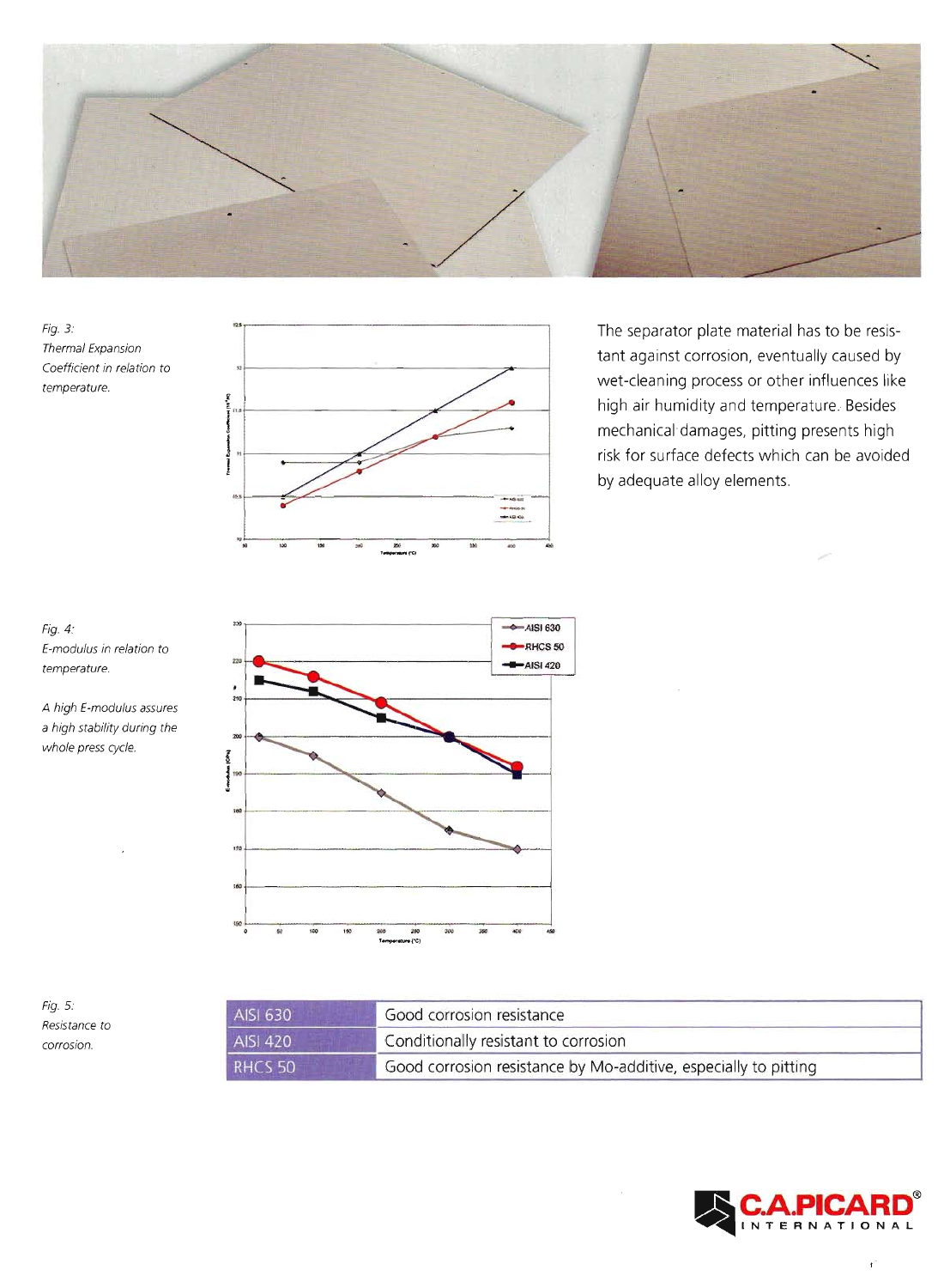*Fig. 3:*
*Thermal Expansion Coefficient in relation to temperature.*

The separator plate material has to be resistant against corrosion, eventually caused by wet-cleaning process or other influences like high air humidity and temperature. Besides mechanical damages, pitting presents high risk for surface defects which can be avoided by adequate alloy elements.

*Fig. 4:*
*E-modulus in relation to temperature.*

*A high E-modulus assures a high stability during the whole press cycle.*

*Fig. 5:*
*Resistance to corrosion.*

| | |
|---|---|
| AISI 630 | Good corrosion resistance |
| AISI 420 | Conditionally resistant to corrosion |
| RHCS 50 | Good corrosion resistance by Mo-additive, especially to pitting |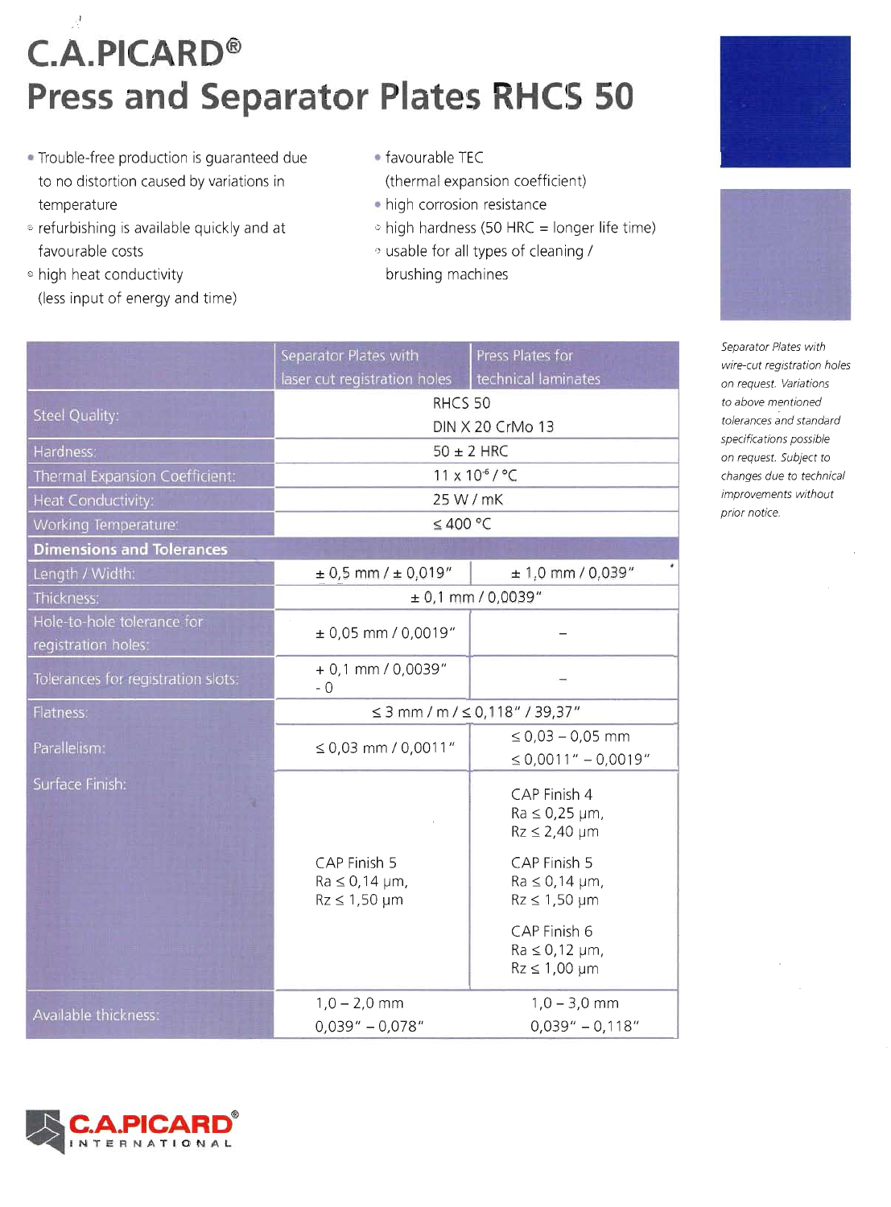# C.A.PICARD®
# Press and Separator Plates RHCS 50

- Trouble-free production is guaranteed due to no distortion caused by variations in temperature
- refurbishing is available quickly and at favourable costs
- high heat conductivity (less input of energy and time)
- favourable TEC (thermal expansion coefficient)
- high corrosion resistance
- high hardness (50 HRC = longer life time)
- usable for all types of cleaning / brushing machines

| | Separator Plates with laser cut registration holes | Press Plates for technical laminates |
|---|---|---|
| Steel Quality: | RHCS 50<br>DIN X 20 CrMo 13 | |
| Hardness: | 50 ± 2 HRC | |
| Thermal Expansion Coefficient: | $11 \times 10^{-6}$ / °C | |
| Heat Conductivity: | 25 W / mK | |
| Working Temperature: | ≤ 400 °C | |
| **Dimensions and Tolerances** | | |
| Length / Width: | ± 0,5 mm / ± 0,019" | ± 1,0 mm / 0,039" |
| Thickness: | ± 0,1 mm / 0,0039" | |
| Hole-to-hole tolerance for registration holes: | ± 0,05 mm / 0,0019" | – |
| Tolerances for registration slots: | + 0,1 mm / 0,0039"<br>- 0 | – |
| Flatness: | ≤ 3 mm / m / ≤ 0,118" / 39,37" | |
| Parallelism: | ≤ 0,03 mm / 0,0011" | ≤ 0,03 – 0,05 mm<br>≤ 0,0011" – 0,0019" |
| Surface Finish: | CAP Finish 5<br>Ra ≤ 0,14 µm,<br>Rz ≤ 1,50 µm | CAP Finish 4<br>Ra ≤ 0,25 µm,<br>Rz ≤ 2,40 µm<br><br>CAP Finish 5<br>Ra ≤ 0,14 µm,<br>Rz ≤ 1,50 µm<br><br>CAP Finish 6<br>Ra ≤ 0,12 µm,<br>Rz ≤ 1,00 µm |
| Available thickness: | 1,0 – 2,0 mm<br>0,039" – 0,078" | 1,0 – 3,0 mm<br>0,039" – 0,118" |

*Separator Plates with wire-cut registration holes on request. Variations to above mentioned tolerances and standard specifications possible on request. Subject to changes due to technical improvements without prior notice.*

C.A.PICARD® INTERNATIONAL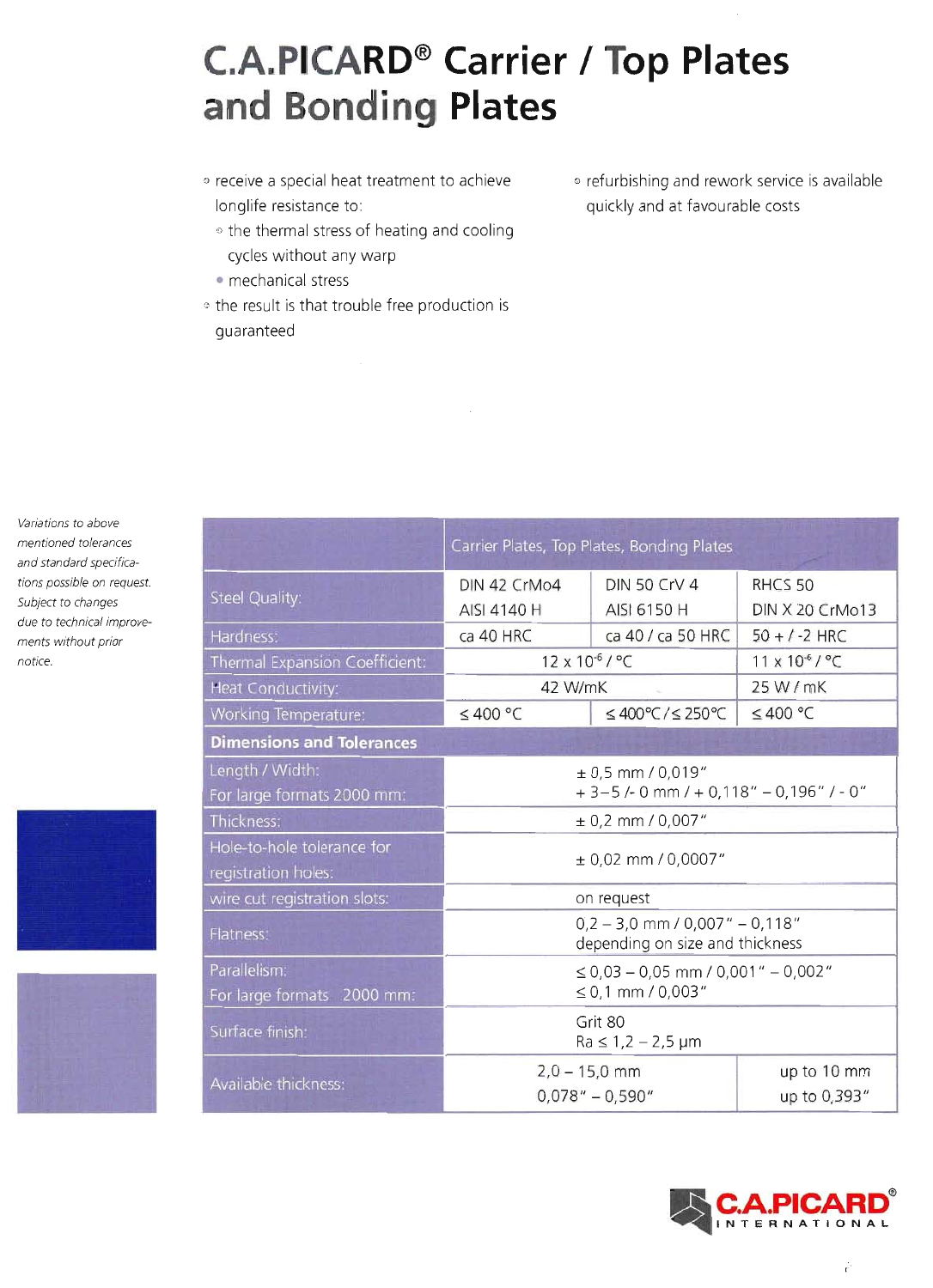# C.A.PICARD® Carrier / Top Plates and Bonding Plates

- receive a special heat treatment to achieve longlife resistance to:
  - the thermal stress of heating and cooling cycles without any warp
  - mechanical stress
- the result is that trouble free production is guaranteed
- refurbishing and rework service is available quickly and at favourable costs

*Variations to above mentioned tolerances and standard specifications possible on request. Subject to changes due to technical improvements without prior notice.*

| | Carrier Plates, Top Plates, Bonding Plates | | |
|---|---|---|---|
| Steel Quality: | DIN 42 CrMo4<br>AISI 4140 H | DIN 50 CrV 4<br>AISI 6150 H | RHCS 50<br>DIN X 20 CrMo13 |
| Hardness: | ca 40 HRC | ca 40 / ca 50 HRC | 50 + / -2 HRC |
| Thermal Expansion Coefficient: | $12 \times 10^{-6}$ / °C | | $11 \times 10^{-6}$ / °C |
| Heat Conductivity: | 42 W/mK | | 25 W / mK |
| Working Temperature: | ≤ 400 °C | ≤ 400°C / ≤ 250°C | ≤ 400 °C |
| **Dimensions and Tolerances** | | | |
| Length / Width:<br>For large formats 2000 mm: | ± 0,5 mm / 0,019"<br>+ 3–5 /- 0 mm / + 0,118" – 0,196" / - 0" | | |
| Thickness: | ± 0,2 mm / 0,007" | | |
| Hole-to-hole tolerance for registration holes: | ± 0,02 mm / 0,0007" | | |
| wire cut registration slots: | on request | | |
| Flatness: | 0,2 – 3,0 mm / 0,007" – 0,118"<br>depending on size and thickness | | |
| Parallelism:<br>For large formats 2000 mm: | ≤ 0,03 – 0,05 mm / 0,001" – 0,002"<br>≤ 0,1 mm / 0,003" | | |
| Surface finish: | Grit 80<br>Ra ≤ 1,2 – 2,5 µm | | |
| Available thickness: | 2,0 – 15,0 mm<br>0,078" – 0,590" | | up to 10 mm<br>up to 0,393" |

C.A.PICARD® INTERNATIONAL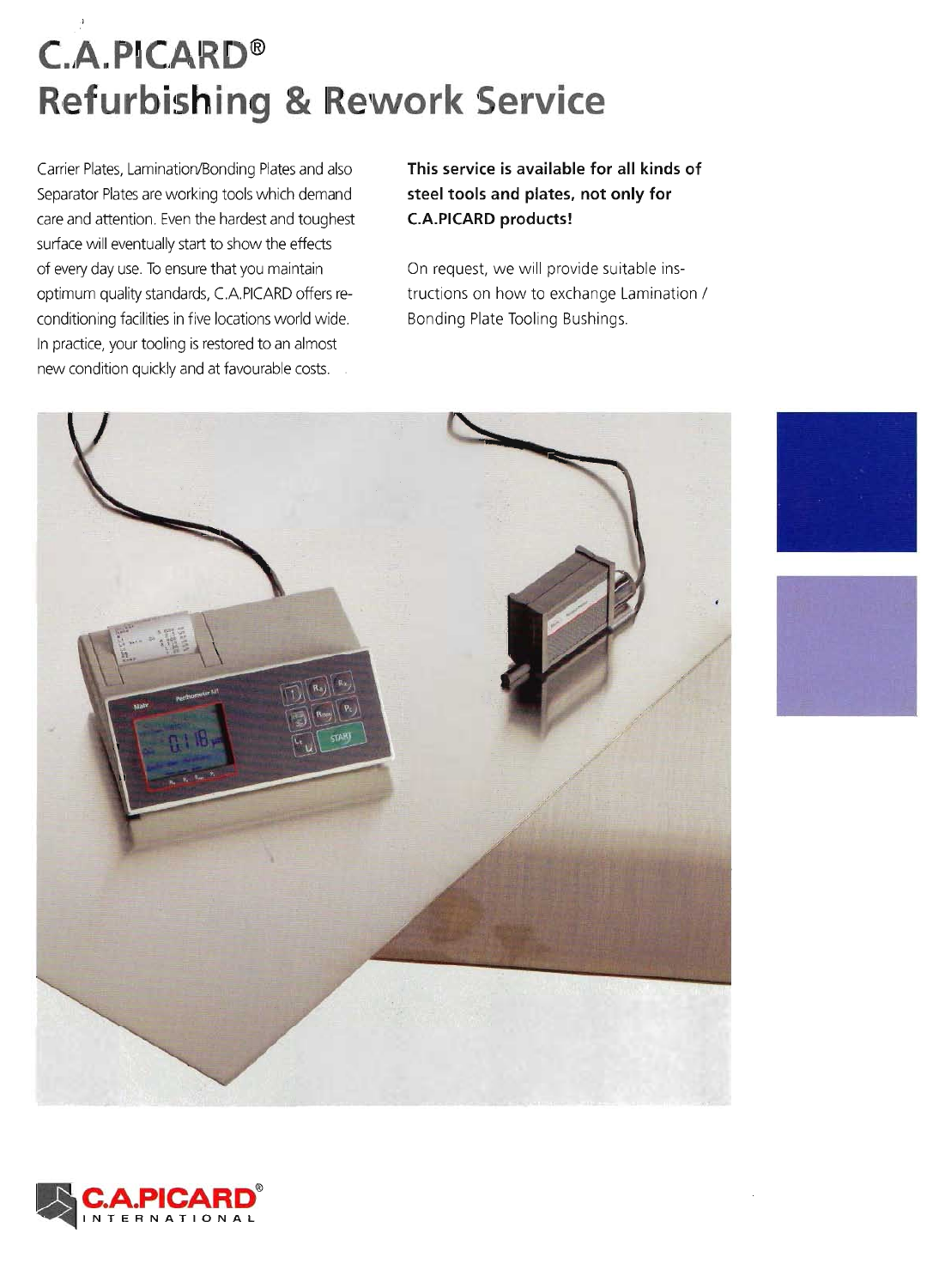# C.A.PICARD®
# Refurbishing & Rework Service

Carrier Plates, Lamination/Bonding Plates and also Separator Plates are working tools which demand care and attention. Even the hardest and toughest surface will eventually start to show the effects of every day use. To ensure that you maintain optimum quality standards, C.A.PICARD offers re-conditioning facilities in five locations world wide. In practice, your tooling is restored to an almost new condition quickly and at favourable costs.

**This service is available for all kinds of steel tools and plates, not only for C.A.PICARD products!**

On request, we will provide suitable instructions on how to exchange Lamination / Bonding Plate Tooling Bushings.

C.A.PICARD® INTERNATIONAL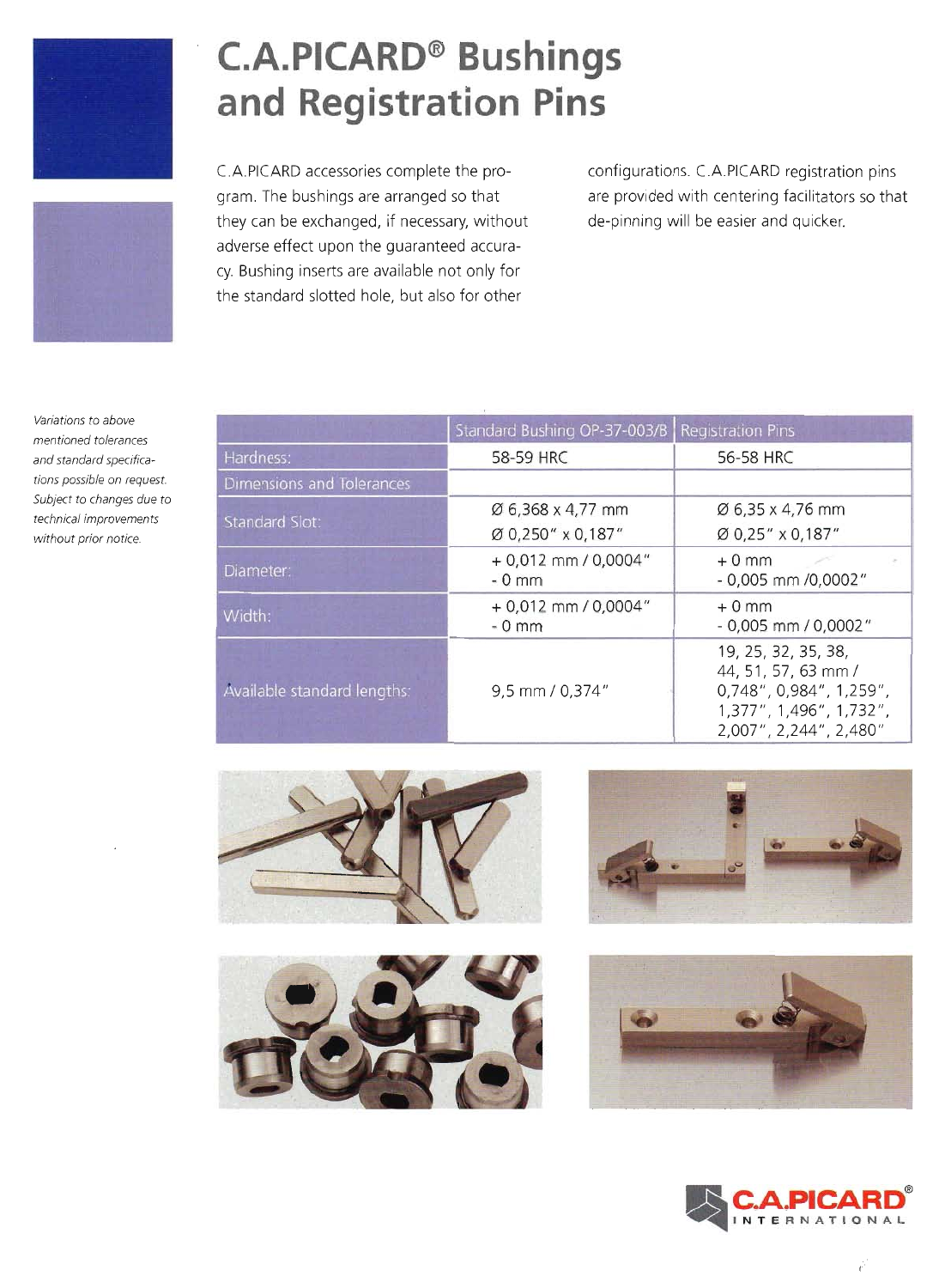# C.A.PICARD® Bushings and Registration Pins

C.A.PICARD accessories complete the program. The bushings are arranged so that they can be exchanged, if necessary, without adverse effect upon the guaranteed accuracy. Bushing inserts are available not only for the standard slotted hole, but also for other configurations. C.A.PICARD registration pins are provided with centering facilitators so that de-pinning will be easier and quicker.

*Variations to above mentioned tolerances and standard specifications possible on request. Subject to changes due to technical improvements without prior notice.*

| | Standard Bushing OP-37-003/B | Registration Pins |
|---|---|---|
| Hardness: | 58-59 HRC | 56-58 HRC |
| Dimensions and Tolerances | | |
| Standard Slot: | Ø 6,368 x 4,77 mm<br>Ø 0,250" x 0,187" | Ø 6,35 x 4,76 mm<br>Ø 0,25" x 0,187" |
| Diameter: | + 0,012 mm / 0,0004"<br>- 0 mm | + 0 mm<br>- 0,005 mm /0,0002" |
| Width: | + 0,012 mm / 0,0004"<br>- 0 mm | + 0 mm<br>- 0,005 mm / 0,0002" |
| Available standard lengths: | 9,5 mm / 0,374" | 19, 25, 32, 35, 38, 44, 51, 57, 63 mm / 0,748", 0,984", 1,259", 1,377", 1,496", 1,732", 2,007", 2,244", 2,480" |

C.A.PICARD® INTERNATIONAL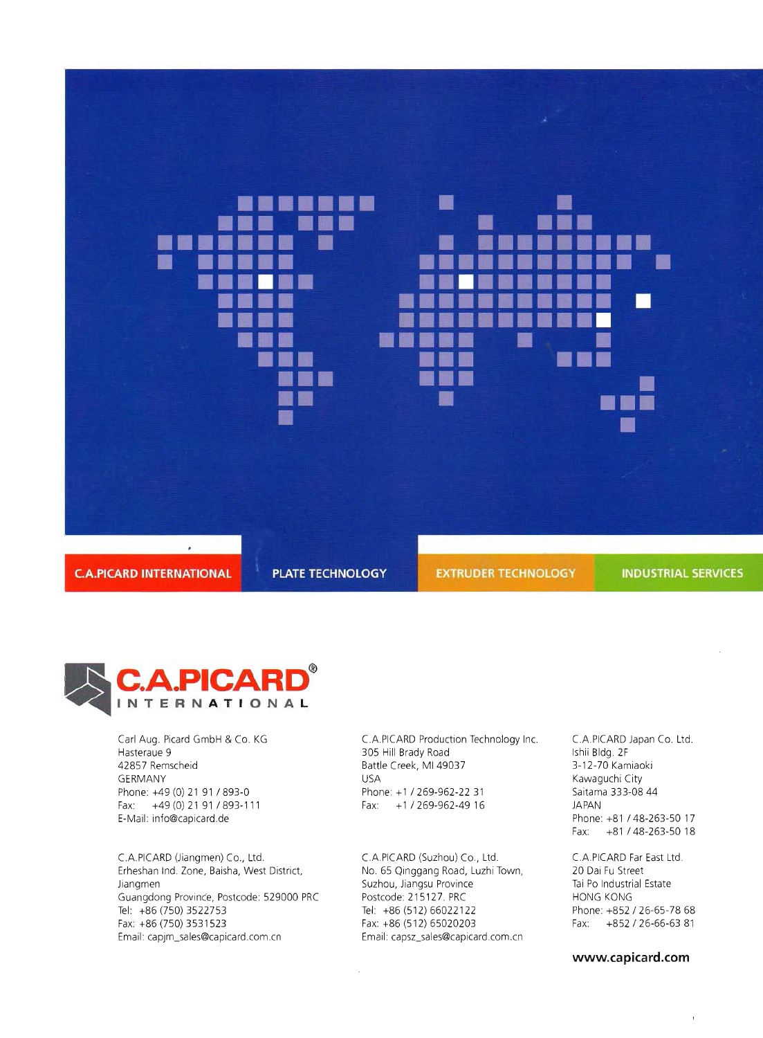C.A.PICARD INTERNATIONAL | PLATE TECHNOLOGY | EXTRUDER TECHNOLOGY | INDUSTRIAL SERVICES

**C.A.PICARD®**
**INTERNATIONAL**

Carl Aug. Picard GmbH & Co. KG
Hasteraue 9
42857 Remscheid
GERMANY
Phone: +49 (0) 21 91 / 893-0
Fax: +49 (0) 21 91 / 893-111
E-Mail: info@capicard.de

C.A.PICARD Production Technology Inc.
305 Hill Brady Road
Battle Creek, MI 49037
USA
Phone: +1 / 269-962-22 31
Fax: +1 / 269-962-49 16

C.A.PICARD Japan Co. Ltd.
Ishii Bldg. 2F
3-12-70 Kamiaoki
Kawaguchi City
Saitama 333-08 44
JAPAN
Phone: +81 / 48-263-50 17
Fax: +81 / 48-263-50 18

C.A.PICARD (Jiangmen) Co., Ltd.
Erheshan Ind. Zone, Baisha, West District,
Jiangmen
Guangdong Province, Postcode: 529000 PRC
Tel: +86 (750) 3522753
Fax: +86 (750) 3531523
Email: capjm_sales@capicard.com.cn

C.A.PICARD (Suzhou) Co., Ltd.
No. 65 Qinggang Road, Luzhi Town,
Suzhou, Jiangsu Province
Postcode: 215127. PRC
Tel: +86 (512) 66022122
Fax: +86 (512) 65020203
Email: capsz_sales@capicard.com.cn

C.A.PICARD Far East Ltd.
20 Dai Fu Street
Tai Po Industrial Estate
HONG KONG
Phone: +852 / 26-65-78 68
Fax: +852 / 26-66-63 81

**www.capicard.com**